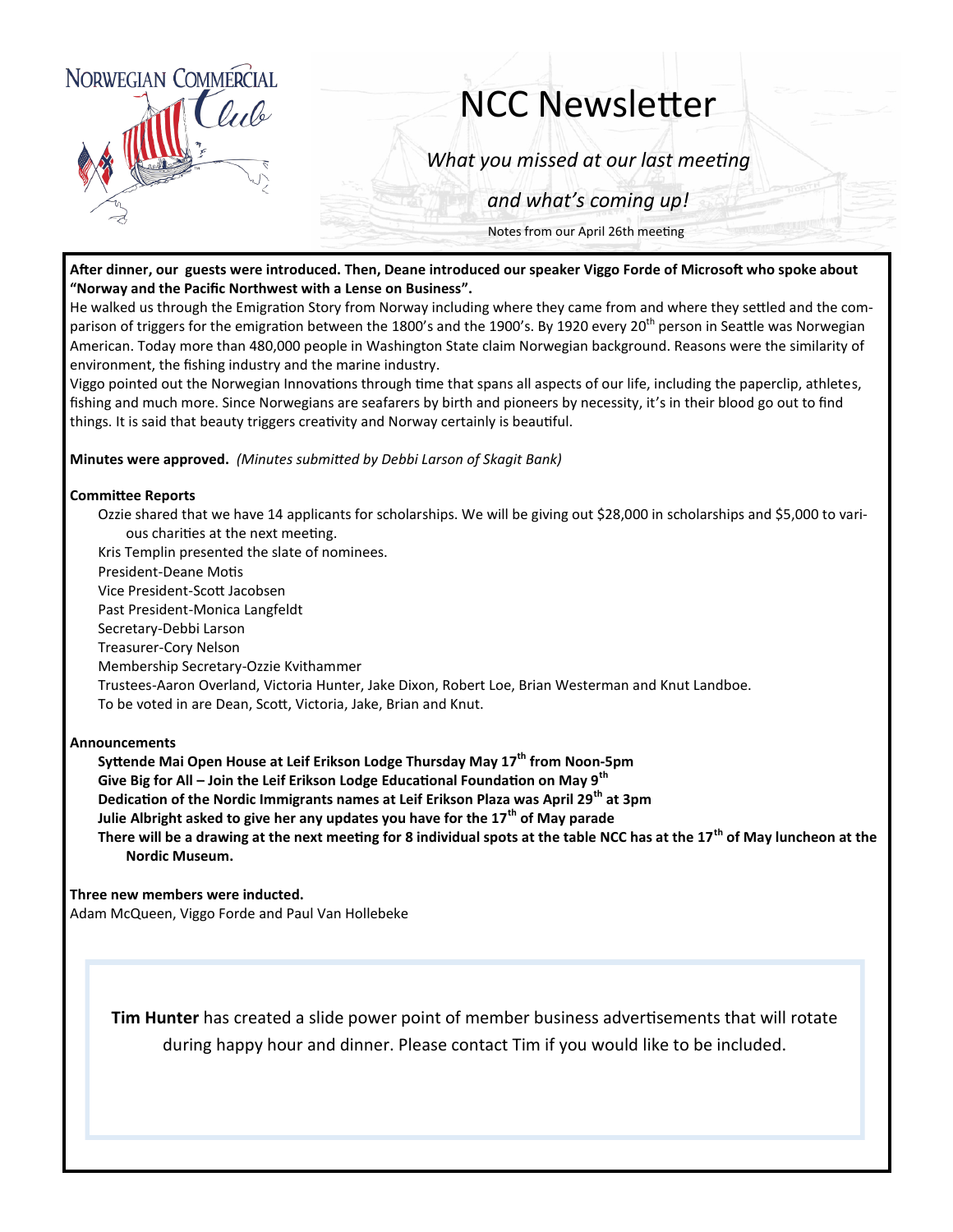Norwegian Commercial Club

# NCC Newsletter

*What you missed at our last meeting*

*and what's coming up!*

Notes from our April 26th meeting

**After dinner, our guests were introduced. Then, Deane introduced our speaker Viggo Forde of Microsoft who spoke about "Norway and the Pacific Northwest with a Lense on Business".**

He walked us through the Emigration Story from Norway including where they came from and where they settled and the comparison of triggers for the emigration between the 1800's and the 1900's. By 1920 every 20th person in Seattle was Norwegian American. Today more than 480,000 people in Washington State claim Norwegian background. Reasons were the similarity of environment, the fishing industry and the marine industry.

Viggo pointed out the Norwegian Innovations through time that spans all aspects of our life, including the paperclip, athletes, fishing and much more. Since Norwegians are seafarers by birth and pioneers by necessity, it's in their blood go out to find things. It is said that beauty triggers creativity and Norway certainly is beautiful.

**Minutes were approved.** *(Minutes submitted by Debbi Larson of Skagit Bank)*

**Committee Reports**

Ozzie shared that we have 14 applicants for scholarships. We will be giving out $28,000 in scholarships and $5,000 to various charities at the next meeting.

Kris Templin presented the slate of nominees.

President-Deane Motis

Vice President-Scott Jacobsen

Past President-Monica Langfeldt

Secretary-Debbi Larson

Treasurer-Cory Nelson

Membership Secretary-Ozzie Kvithammer

Trustees-Aaron Overland, Victoria Hunter, Jake Dixon, Robert Loe, Brian Westerman and Knut Landboe.

To be voted in are Dean, Scott, Victoria, Jake, Brian and Knut.

**Announcements**

**Syttende Mai Open House at Leif Erikson Lodge Thursday May 17th from Noon-5pm**

**Give Big for All – Join the Leif Erikson Lodge Educational Foundation on May 9th**

**Dedication of the Nordic Immigrants names at Leif Erikson Plaza was April 29th at 3pm**

**Julie Albright asked to give her any updates you have for the 17th of May parade**

**There will be a drawing at the next meeting for 8 individual spots at the table NCC has at the 17th of May luncheon at the Nordic Museum.**

**Three new members were inducted.**

Adam McQueen, Viggo Forde and Paul Van Hollebeke

**Tim Hunter** has created a slide power point of member business advertisements that will rotate during happy hour and dinner. Please contact Tim if you would like to be included.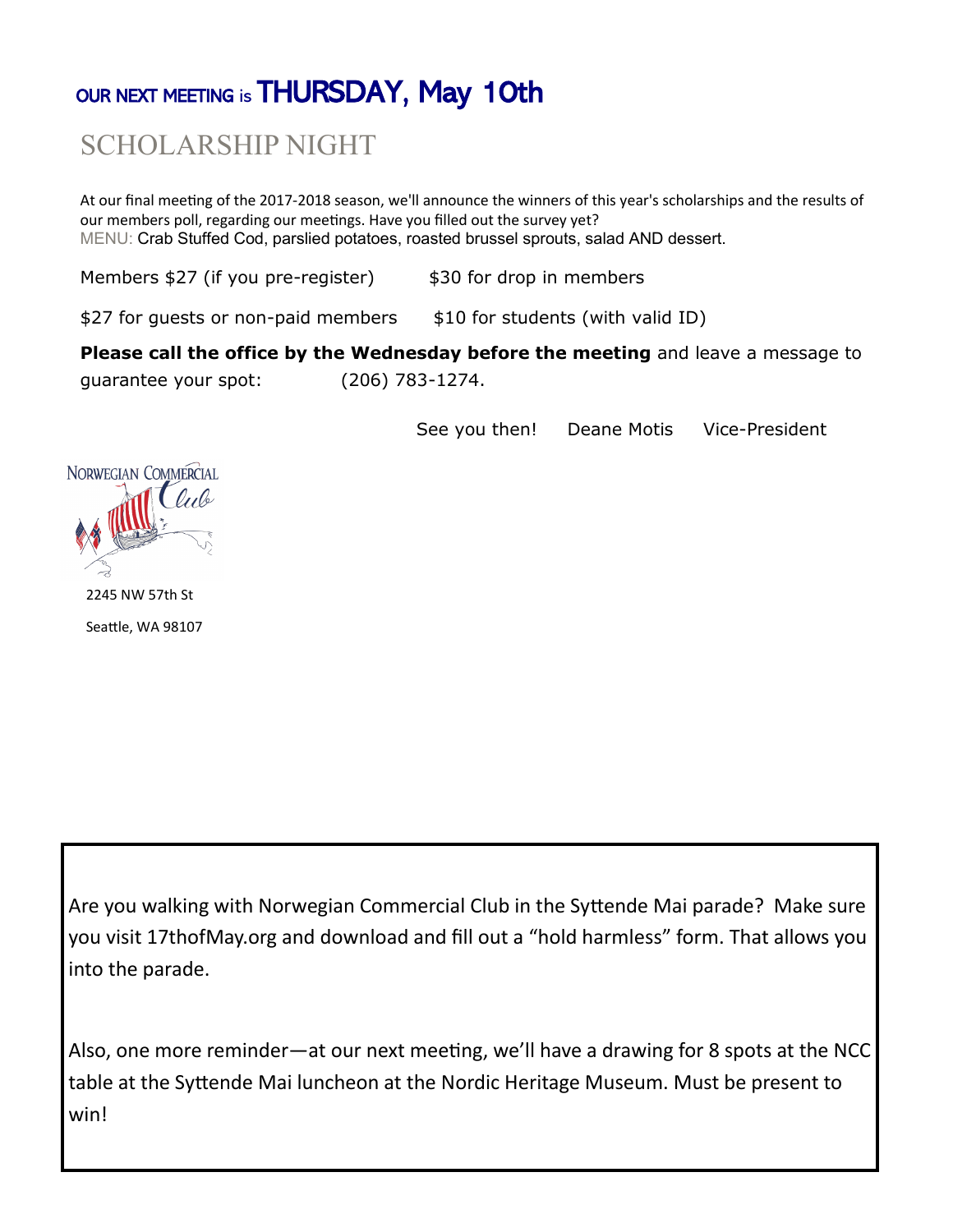# OUR NEXT MEETING is THURSDAY, May 10th

## SCHOLARSHIP NIGHT

At our final meeting of the 2017-2018 season, we'll announce the winners of this year's scholarships and the results of our members poll, regarding our meetings. Have you filled out the survey yet?

MENU: Crab Stuffed Cod, parslied potatoes, roasted brussel sprouts, salad AND dessert.

Members $27 (if you pre-register)  $30 for drop in members

$27 for guests or non-paid members  $10 for students (with valid ID)

**Please call the office by the Wednesday before the meeting** and leave a message to guarantee your spot: (206) 783-1274.

See you then! Deane Motis Vice-President

NORWEGIAN COMMERCIAL Club

2245 NW 57th St

Seattle, WA 98107

---

Are you walking with Norwegian Commercial Club in the Syttende Mai parade? Make sure you visit 17thofMay.org and download and fill out a "hold harmless" form. That allows you into the parade.

Also, one more reminder—at our next meeting, we'll have a drawing for 8 spots at the NCC table at the Syttende Mai luncheon at the Nordic Heritage Museum. Must be present to win!